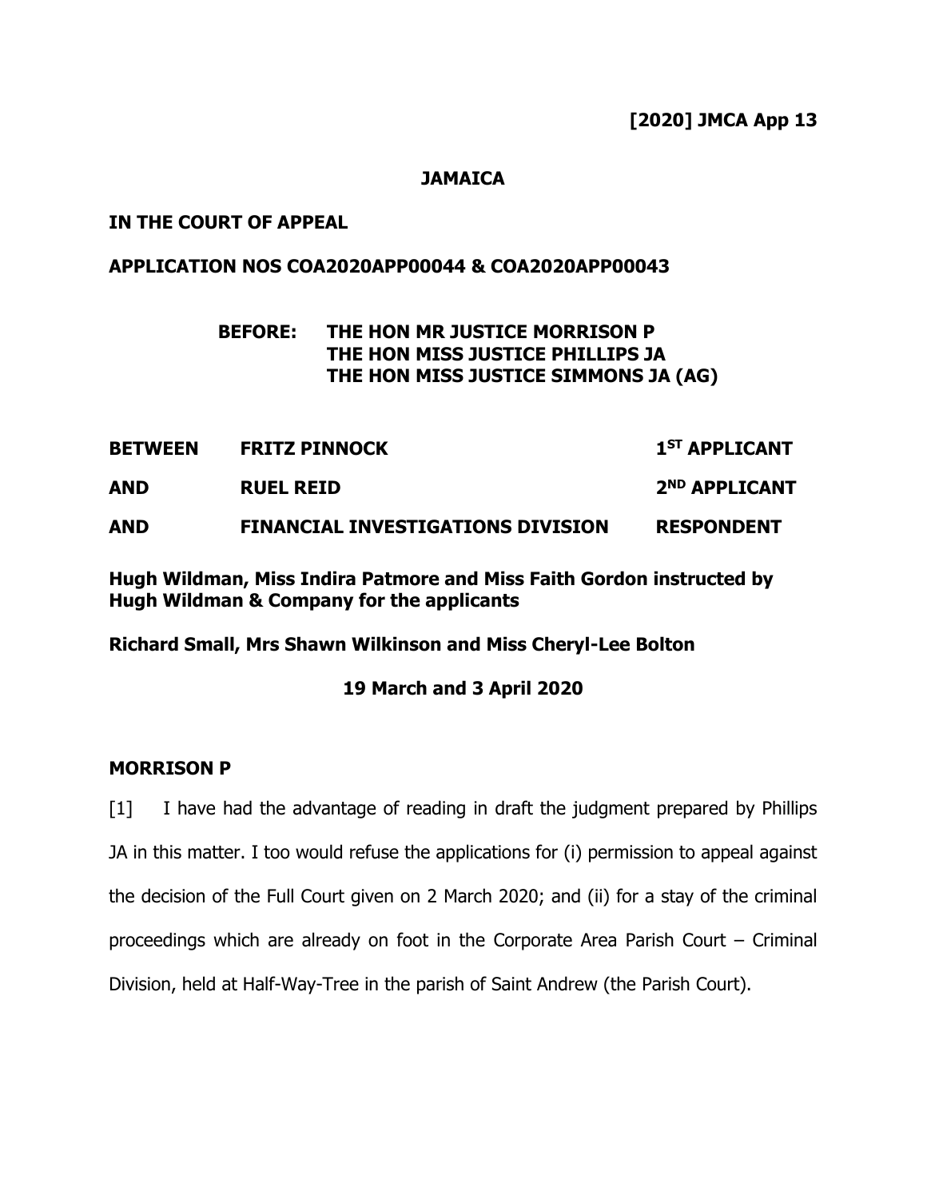**[2020] JMCA App 13**

**JAMAICA**

**IN THE COURT OF APPEAL**

**APPLICATION NOS COA2020APP00044 & COA2020APP00043**

**BEFORE: THE HON MR JUSTICE MORRISON P**
**THE HON MISS JUSTICE PHILLIPS JA**
**THE HON MISS JUSTICE SIMMONS JA (AG)**

| | | |
|---|---|---|
| **BETWEEN** | **FRITZ PINNOCK** | **1ST APPLICANT** |
| **AND** | **RUEL REID** | **2ND APPLICANT** |
| **AND** | **FINANCIAL INVESTIGATIONS DIVISION** | **RESPONDENT** |

**Hugh Wildman, Miss Indira Patmore and Miss Faith Gordon instructed by Hugh Wildman & Company for the applicants**

**Richard Small, Mrs Shawn Wilkinson and Miss Cheryl-Lee Bolton**

**19 March and 3 April 2020**

**MORRISON P**

[1] I have had the advantage of reading in draft the judgment prepared by Phillips JA in this matter. I too would refuse the applications for (i) permission to appeal against the decision of the Full Court given on 2 March 2020; and (ii) for a stay of the criminal proceedings which are already on foot in the Corporate Area Parish Court – Criminal Division, held at Half-Way-Tree in the parish of Saint Andrew (the Parish Court).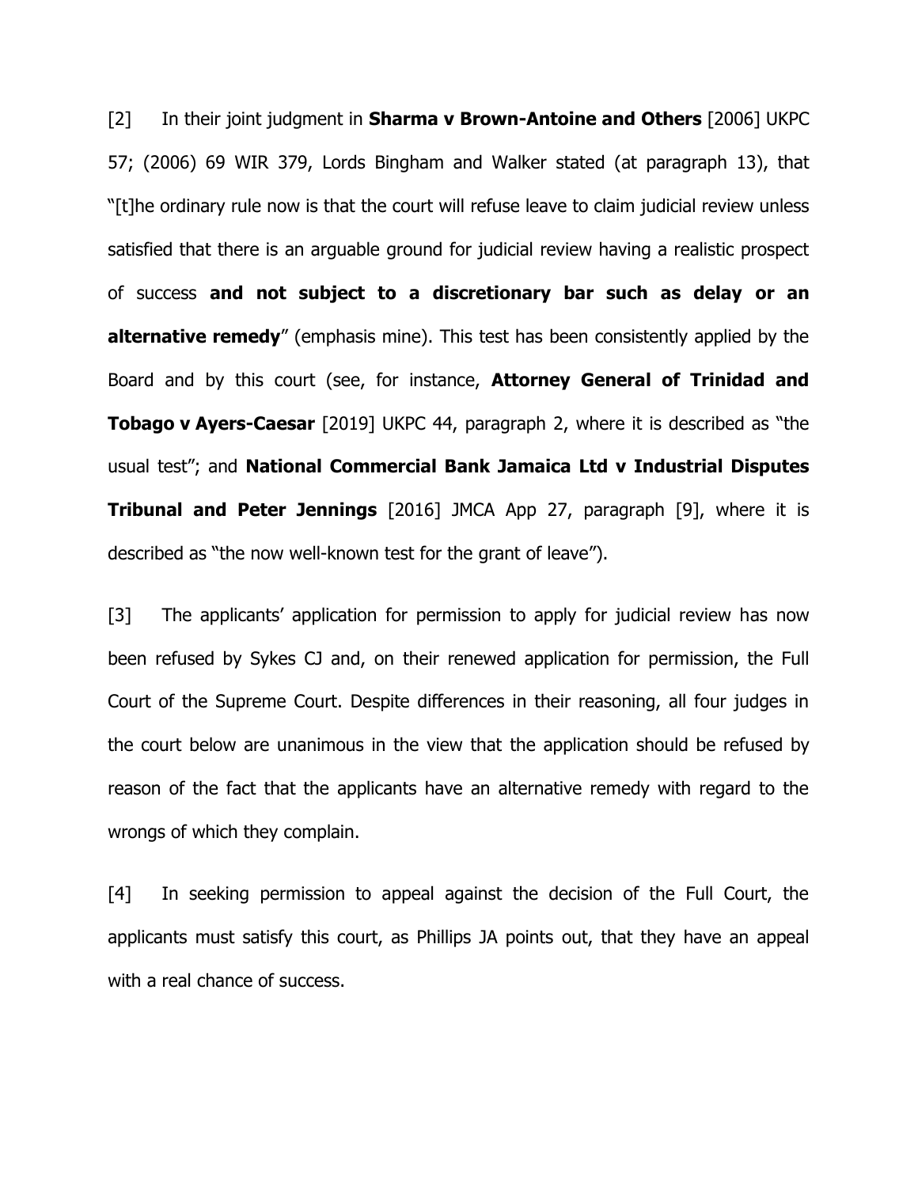[2] In their joint judgment in **Sharma v Brown-Antoine and Others** [2006] UKPC 57; (2006) 69 WIR 379, Lords Bingham and Walker stated (at paragraph 13), that "[t]he ordinary rule now is that the court will refuse leave to claim judicial review unless satisfied that there is an arguable ground for judicial review having a realistic prospect of success **and not subject to a discretionary bar such as delay or an alternative remedy**" (emphasis mine). This test has been consistently applied by the Board and by this court (see, for instance, **Attorney General of Trinidad and Tobago v Ayers-Caesar** [2019] UKPC 44, paragraph 2, where it is described as "the usual test"; and **National Commercial Bank Jamaica Ltd v Industrial Disputes Tribunal and Peter Jennings** [2016] JMCA App 27, paragraph [9], where it is described as "the now well-known test for the grant of leave").

[3] The applicants' application for permission to apply for judicial review has now been refused by Sykes CJ and, on their renewed application for permission, the Full Court of the Supreme Court. Despite differences in their reasoning, all four judges in the court below are unanimous in the view that the application should be refused by reason of the fact that the applicants have an alternative remedy with regard to the wrongs of which they complain.

[4] In seeking permission to appeal against the decision of the Full Court, the applicants must satisfy this court, as Phillips JA points out, that they have an appeal with a real chance of success.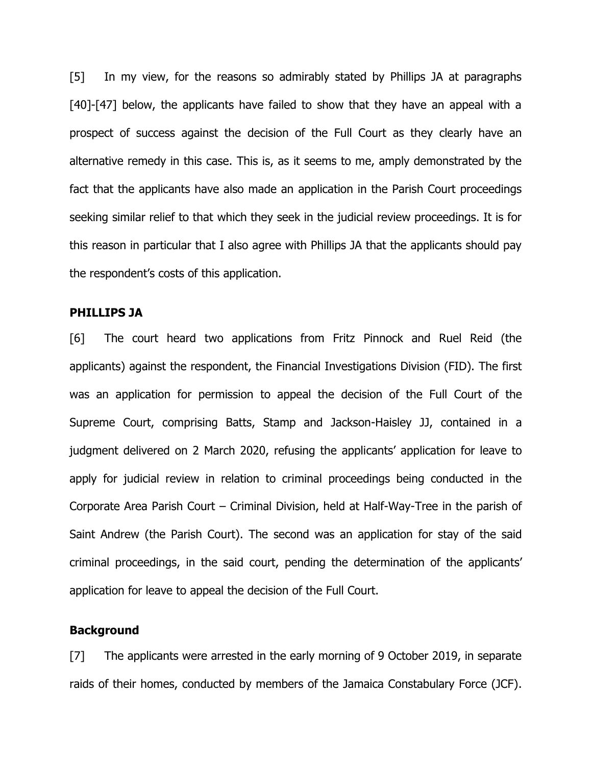[5] In my view, for the reasons so admirably stated by Phillips JA at paragraphs [40]-[47] below, the applicants have failed to show that they have an appeal with a prospect of success against the decision of the Full Court as they clearly have an alternative remedy in this case. This is, as it seems to me, amply demonstrated by the fact that the applicants have also made an application in the Parish Court proceedings seeking similar relief to that which they seek in the judicial review proceedings. It is for this reason in particular that I also agree with Phillips JA that the applicants should pay the respondent's costs of this application.

**PHILLIPS JA**

[6] The court heard two applications from Fritz Pinnock and Ruel Reid (the applicants) against the respondent, the Financial Investigations Division (FID). The first was an application for permission to appeal the decision of the Full Court of the Supreme Court, comprising Batts, Stamp and Jackson-Haisley JJ, contained in a judgment delivered on 2 March 2020, refusing the applicants' application for leave to apply for judicial review in relation to criminal proceedings being conducted in the Corporate Area Parish Court – Criminal Division, held at Half-Way-Tree in the parish of Saint Andrew (the Parish Court). The second was an application for stay of the said criminal proceedings, in the said court, pending the determination of the applicants' application for leave to appeal the decision of the Full Court.

**Background**

[7] The applicants were arrested in the early morning of 9 October 2019, in separate raids of their homes, conducted by members of the Jamaica Constabulary Force (JCF).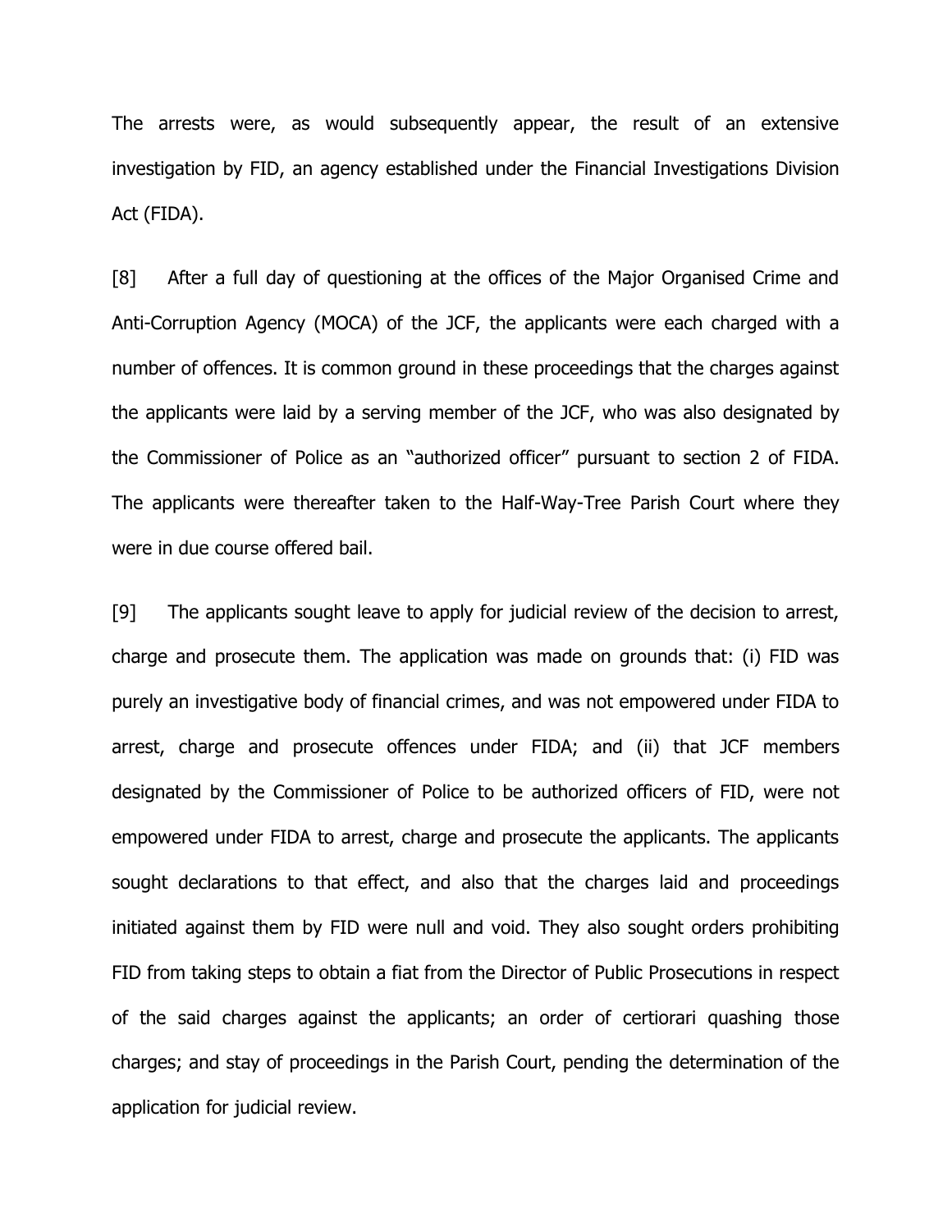The arrests were, as would subsequently appear, the result of an extensive investigation by FID, an agency established under the Financial Investigations Division Act (FIDA).

[8] After a full day of questioning at the offices of the Major Organised Crime and Anti-Corruption Agency (MOCA) of the JCF, the applicants were each charged with a number of offences. It is common ground in these proceedings that the charges against the applicants were laid by a serving member of the JCF, who was also designated by the Commissioner of Police as an "authorized officer" pursuant to section 2 of FIDA. The applicants were thereafter taken to the Half-Way-Tree Parish Court where they were in due course offered bail.

[9] The applicants sought leave to apply for judicial review of the decision to arrest, charge and prosecute them. The application was made on grounds that: (i) FID was purely an investigative body of financial crimes, and was not empowered under FIDA to arrest, charge and prosecute offences under FIDA; and (ii) that JCF members designated by the Commissioner of Police to be authorized officers of FID, were not empowered under FIDA to arrest, charge and prosecute the applicants. The applicants sought declarations to that effect, and also that the charges laid and proceedings initiated against them by FID were null and void. They also sought orders prohibiting FID from taking steps to obtain a fiat from the Director of Public Prosecutions in respect of the said charges against the applicants; an order of certiorari quashing those charges; and stay of proceedings in the Parish Court, pending the determination of the application for judicial review.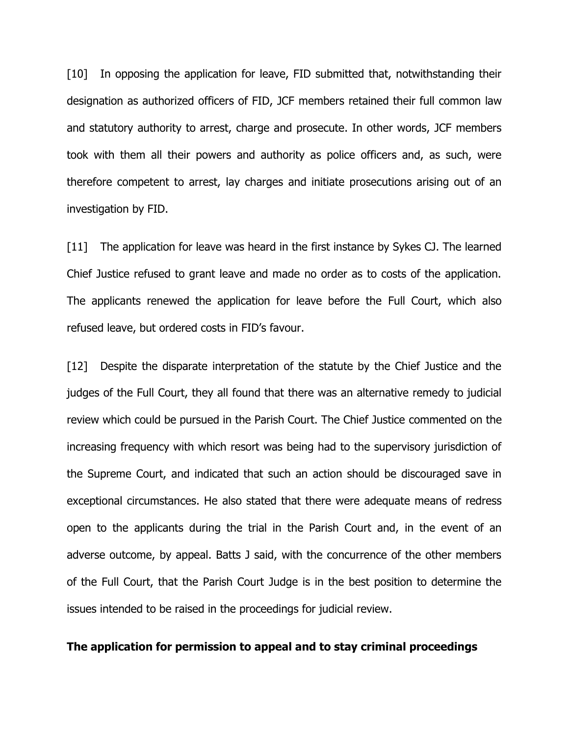[10] In opposing the application for leave, FID submitted that, notwithstanding their designation as authorized officers of FID, JCF members retained their full common law and statutory authority to arrest, charge and prosecute. In other words, JCF members took with them all their powers and authority as police officers and, as such, were therefore competent to arrest, lay charges and initiate prosecutions arising out of an investigation by FID.

[11] The application for leave was heard in the first instance by Sykes CJ. The learned Chief Justice refused to grant leave and made no order as to costs of the application. The applicants renewed the application for leave before the Full Court, which also refused leave, but ordered costs in FID's favour.

[12] Despite the disparate interpretation of the statute by the Chief Justice and the judges of the Full Court, they all found that there was an alternative remedy to judicial review which could be pursued in the Parish Court. The Chief Justice commented on the increasing frequency with which resort was being had to the supervisory jurisdiction of the Supreme Court, and indicated that such an action should be discouraged save in exceptional circumstances. He also stated that there were adequate means of redress open to the applicants during the trial in the Parish Court and, in the event of an adverse outcome, by appeal. Batts J said, with the concurrence of the other members of the Full Court, that the Parish Court Judge is in the best position to determine the issues intended to be raised in the proceedings for judicial review.

**The application for permission to appeal and to stay criminal proceedings**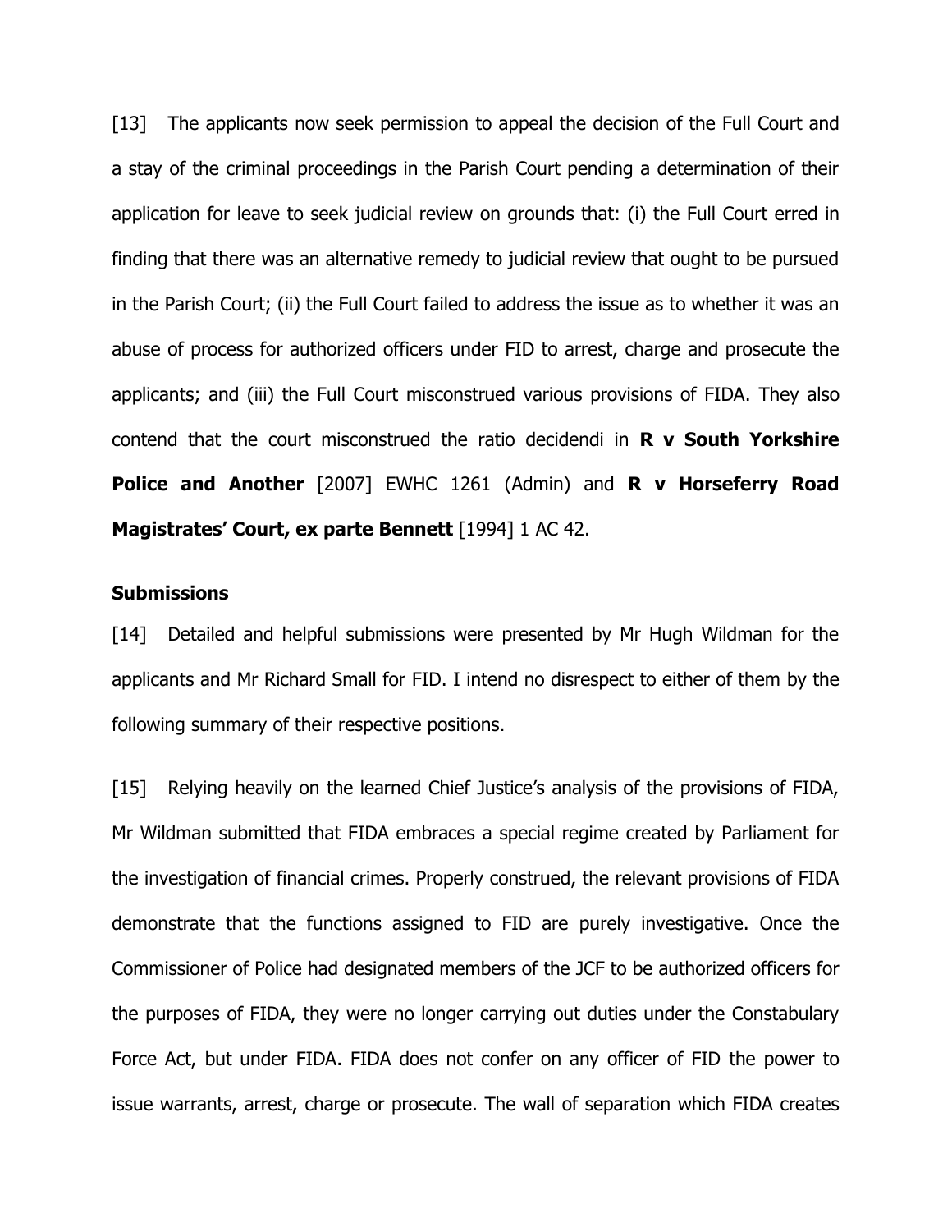[13] The applicants now seek permission to appeal the decision of the Full Court and a stay of the criminal proceedings in the Parish Court pending a determination of their application for leave to seek judicial review on grounds that: (i) the Full Court erred in finding that there was an alternative remedy to judicial review that ought to be pursued in the Parish Court; (ii) the Full Court failed to address the issue as to whether it was an abuse of process for authorized officers under FID to arrest, charge and prosecute the applicants; and (iii) the Full Court misconstrued various provisions of FIDA. They also contend that the court misconstrued the ratio decidendi in **R v South Yorkshire Police and Another** [2007] EWHC 1261 (Admin) and **R v Horseferry Road Magistrates' Court, ex parte Bennett** [1994] 1 AC 42.

### Submissions

[14] Detailed and helpful submissions were presented by Mr Hugh Wildman for the applicants and Mr Richard Small for FID. I intend no disrespect to either of them by the following summary of their respective positions.

[15] Relying heavily on the learned Chief Justice's analysis of the provisions of FIDA, Mr Wildman submitted that FIDA embraces a special regime created by Parliament for the investigation of financial crimes. Properly construed, the relevant provisions of FIDA demonstrate that the functions assigned to FID are purely investigative. Once the Commissioner of Police had designated members of the JCF to be authorized officers for the purposes of FIDA, they were no longer carrying out duties under the Constabulary Force Act, but under FIDA. FIDA does not confer on any officer of FID the power to issue warrants, arrest, charge or prosecute. The wall of separation which FIDA creates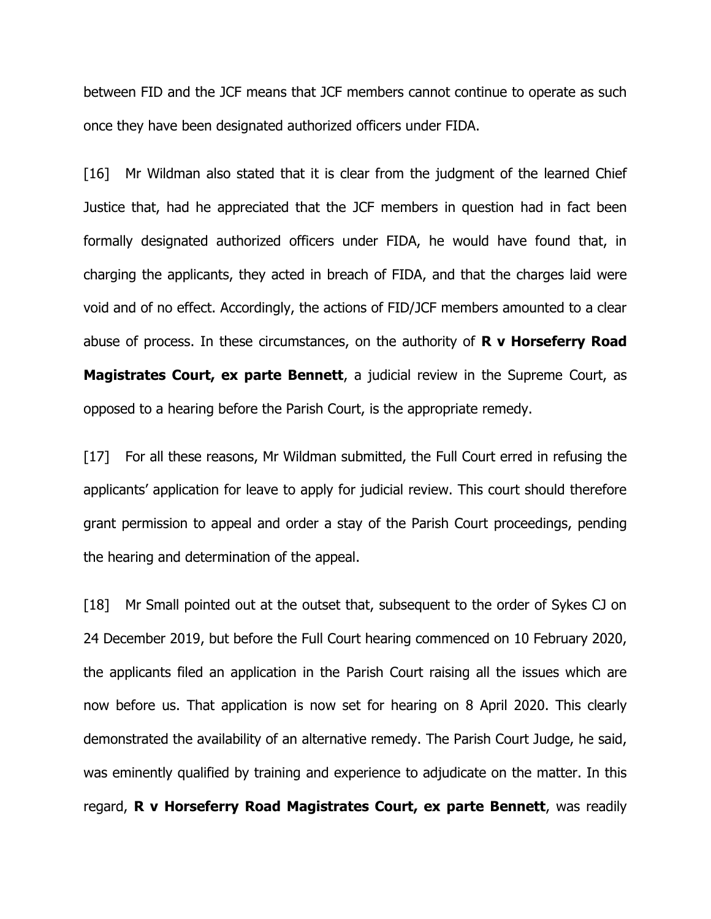between FID and the JCF means that JCF members cannot continue to operate as such once they have been designated authorized officers under FIDA.

[16] Mr Wildman also stated that it is clear from the judgment of the learned Chief Justice that, had he appreciated that the JCF members in question had in fact been formally designated authorized officers under FIDA, he would have found that, in charging the applicants, they acted in breach of FIDA, and that the charges laid were void and of no effect. Accordingly, the actions of FID/JCF members amounted to a clear abuse of process. In these circumstances, on the authority of **R v Horseferry Road Magistrates Court, ex parte Bennett**, a judicial review in the Supreme Court, as opposed to a hearing before the Parish Court, is the appropriate remedy.

[17] For all these reasons, Mr Wildman submitted, the Full Court erred in refusing the applicants' application for leave to apply for judicial review. This court should therefore grant permission to appeal and order a stay of the Parish Court proceedings, pending the hearing and determination of the appeal.

[18] Mr Small pointed out at the outset that, subsequent to the order of Sykes CJ on 24 December 2019, but before the Full Court hearing commenced on 10 February 2020, the applicants filed an application in the Parish Court raising all the issues which are now before us. That application is now set for hearing on 8 April 2020. This clearly demonstrated the availability of an alternative remedy. The Parish Court Judge, he said, was eminently qualified by training and experience to adjudicate on the matter. In this regard, **R v Horseferry Road Magistrates Court, ex parte Bennett**, was readily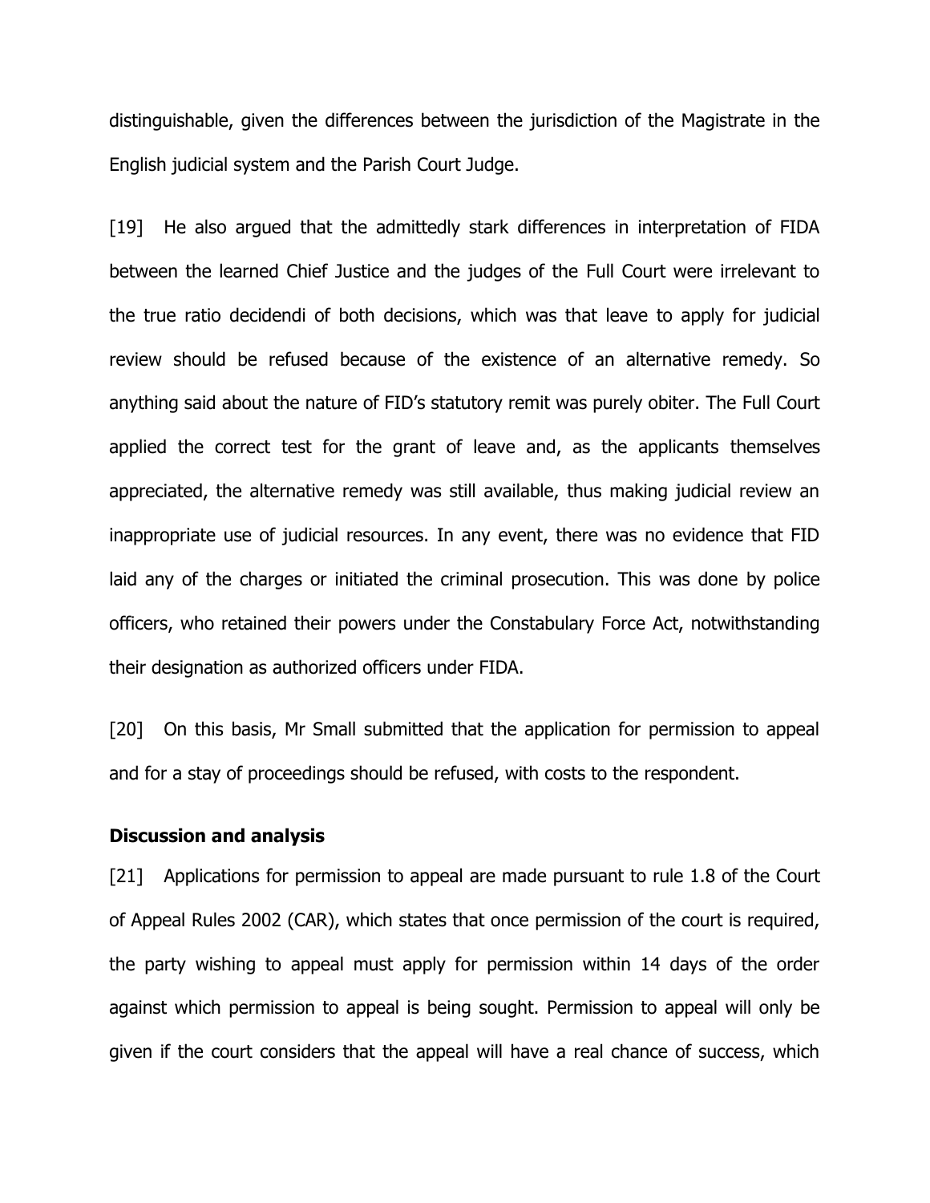distinguishable, given the differences between the jurisdiction of the Magistrate in the English judicial system and the Parish Court Judge.

[19] He also argued that the admittedly stark differences in interpretation of FIDA between the learned Chief Justice and the judges of the Full Court were irrelevant to the true ratio decidendi of both decisions, which was that leave to apply for judicial review should be refused because of the existence of an alternative remedy. So anything said about the nature of FID's statutory remit was purely obiter. The Full Court applied the correct test for the grant of leave and, as the applicants themselves appreciated, the alternative remedy was still available, thus making judicial review an inappropriate use of judicial resources. In any event, there was no evidence that FID laid any of the charges or initiated the criminal prosecution. This was done by police officers, who retained their powers under the Constabulary Force Act, notwithstanding their designation as authorized officers under FIDA.

[20] On this basis, Mr Small submitted that the application for permission to appeal and for a stay of proceedings should be refused, with costs to the respondent.

**Discussion and analysis**

[21] Applications for permission to appeal are made pursuant to rule 1.8 of the Court of Appeal Rules 2002 (CAR), which states that once permission of the court is required, the party wishing to appeal must apply for permission within 14 days of the order against which permission to appeal is being sought. Permission to appeal will only be given if the court considers that the appeal will have a real chance of success, which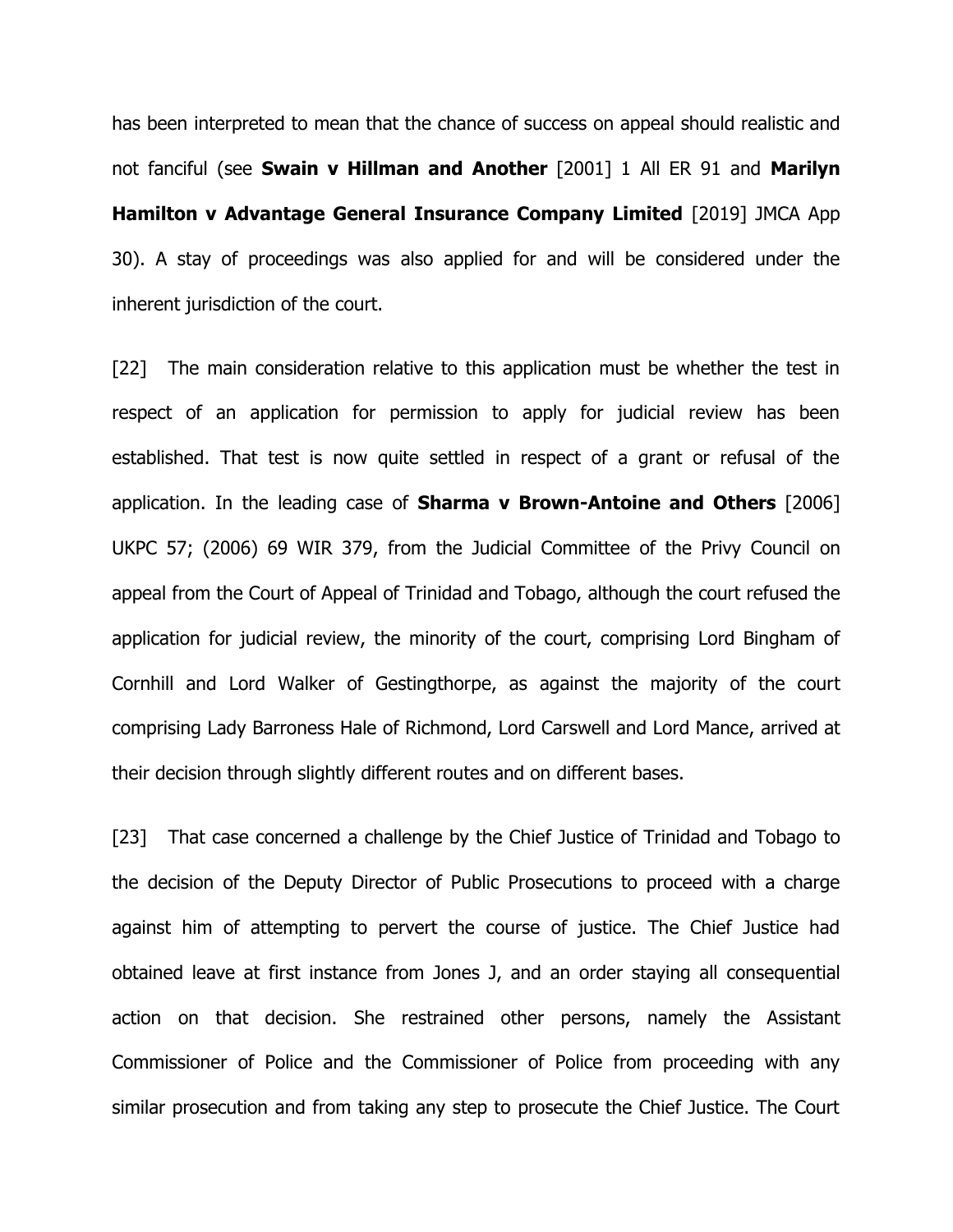has been interpreted to mean that the chance of success on appeal should realistic and not fanciful (see **Swain v Hillman and Another** [2001] 1 All ER 91 and **Marilyn Hamilton v Advantage General Insurance Company Limited** [2019] JMCA App 30). A stay of proceedings was also applied for and will be considered under the inherent jurisdiction of the court.

[22] The main consideration relative to this application must be whether the test in respect of an application for permission to apply for judicial review has been established. That test is now quite settled in respect of a grant or refusal of the application. In the leading case of **Sharma v Brown-Antoine and Others** [2006] UKPC 57; (2006) 69 WIR 379, from the Judicial Committee of the Privy Council on appeal from the Court of Appeal of Trinidad and Tobago, although the court refused the application for judicial review, the minority of the court, comprising Lord Bingham of Cornhill and Lord Walker of Gestingthorpe, as against the majority of the court comprising Lady Barroness Hale of Richmond, Lord Carswell and Lord Mance, arrived at their decision through slightly different routes and on different bases.

[23] That case concerned a challenge by the Chief Justice of Trinidad and Tobago to the decision of the Deputy Director of Public Prosecutions to proceed with a charge against him of attempting to pervert the course of justice. The Chief Justice had obtained leave at first instance from Jones J, and an order staying all consequential action on that decision. She restrained other persons, namely the Assistant Commissioner of Police and the Commissioner of Police from proceeding with any similar prosecution and from taking any step to prosecute the Chief Justice. The Court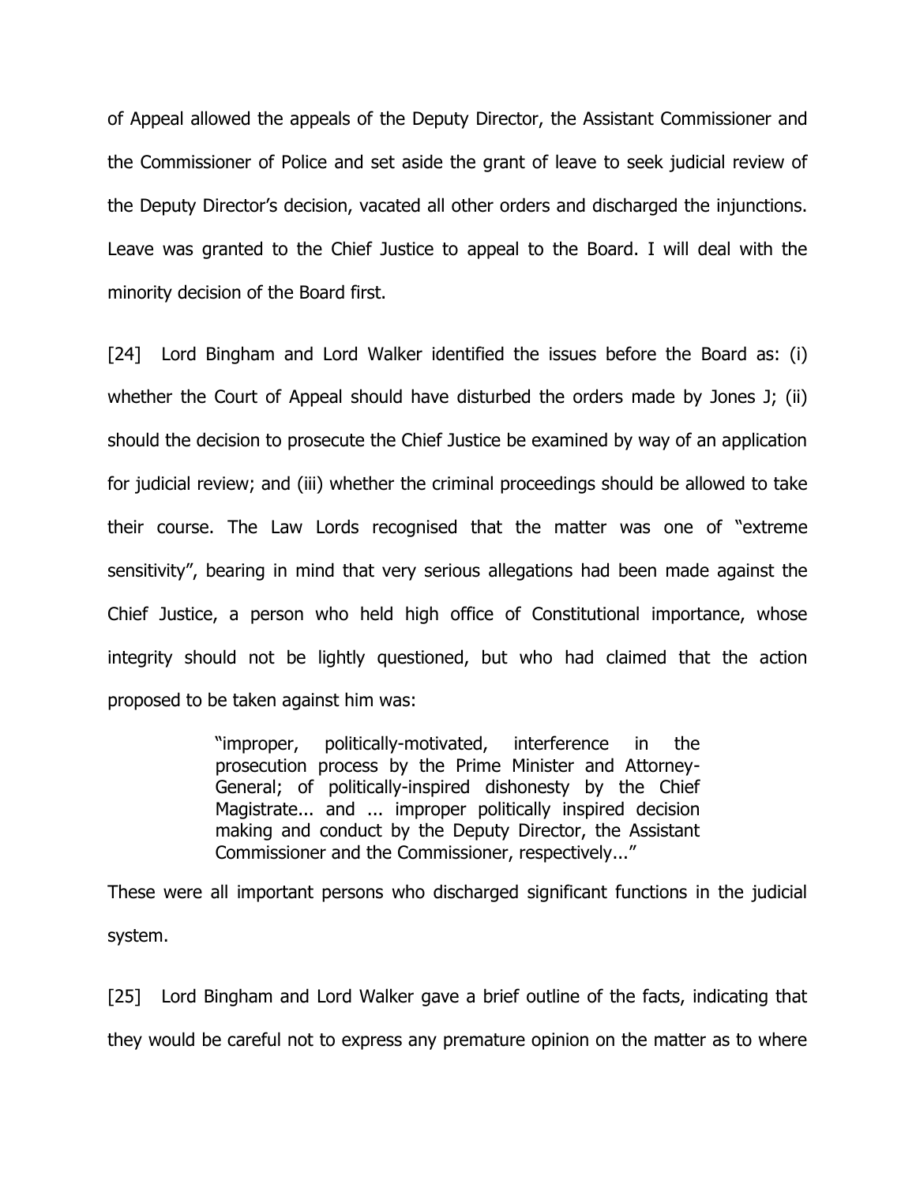of Appeal allowed the appeals of the Deputy Director, the Assistant Commissioner and the Commissioner of Police and set aside the grant of leave to seek judicial review of the Deputy Director's decision, vacated all other orders and discharged the injunctions. Leave was granted to the Chief Justice to appeal to the Board. I will deal with the minority decision of the Board first.

[24] Lord Bingham and Lord Walker identified the issues before the Board as: (i) whether the Court of Appeal should have disturbed the orders made by Jones J; (ii) should the decision to prosecute the Chief Justice be examined by way of an application for judicial review; and (iii) whether the criminal proceedings should be allowed to take their course. The Law Lords recognised that the matter was one of "extreme sensitivity", bearing in mind that very serious allegations had been made against the Chief Justice, a person who held high office of Constitutional importance, whose integrity should not be lightly questioned, but who had claimed that the action proposed to be taken against him was:

> "improper, politically-motivated, interference in the prosecution process by the Prime Minister and Attorney-General; of politically-inspired dishonesty by the Chief Magistrate... and ... improper politically inspired decision making and conduct by the Deputy Director, the Assistant Commissioner and the Commissioner, respectively..."

These were all important persons who discharged significant functions in the judicial system.

[25] Lord Bingham and Lord Walker gave a brief outline of the facts, indicating that they would be careful not to express any premature opinion on the matter as to where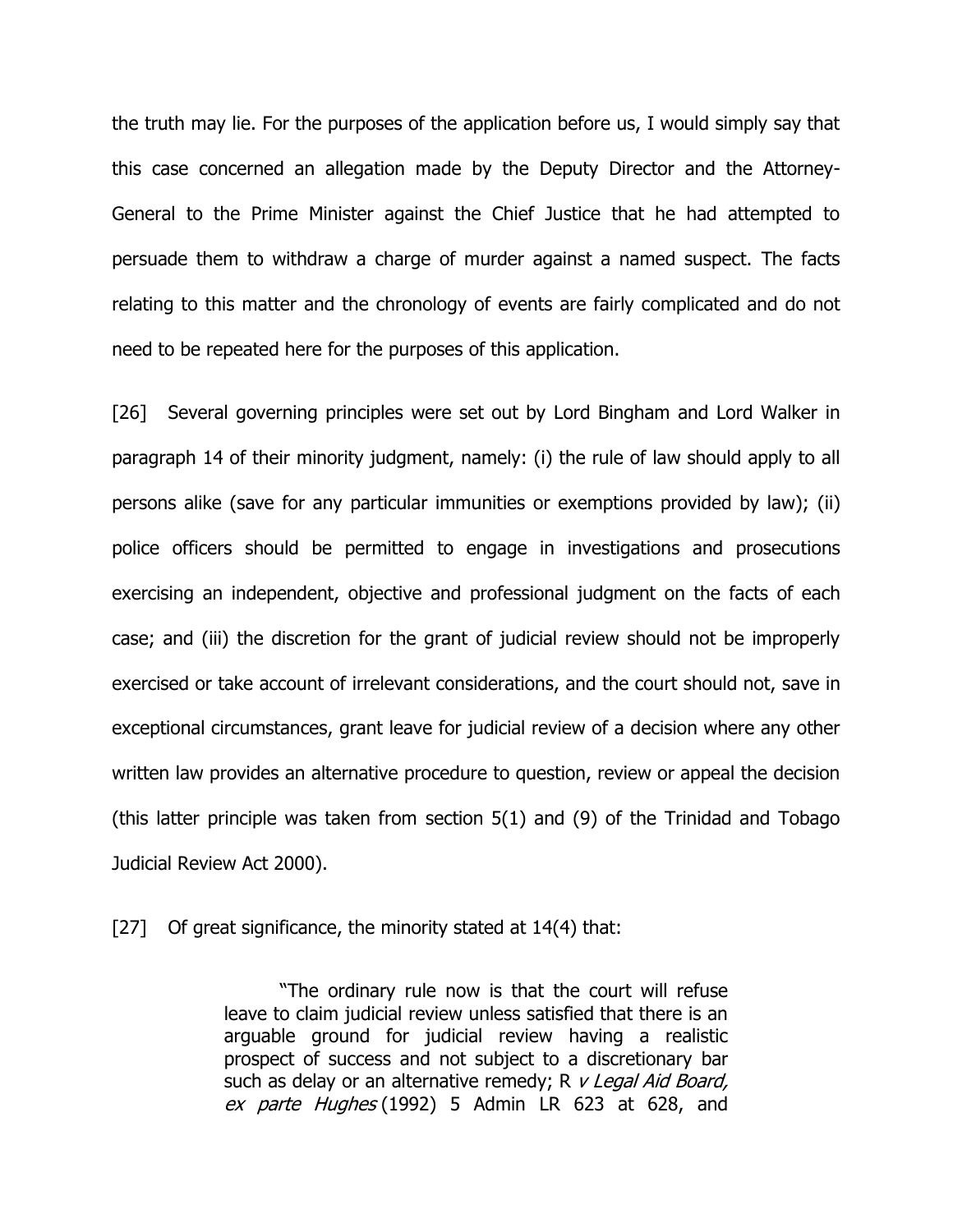the truth may lie. For the purposes of the application before us, I would simply say that this case concerned an allegation made by the Deputy Director and the Attorney-General to the Prime Minister against the Chief Justice that he had attempted to persuade them to withdraw a charge of murder against a named suspect. The facts relating to this matter and the chronology of events are fairly complicated and do not need to be repeated here for the purposes of this application.

[26] Several governing principles were set out by Lord Bingham and Lord Walker in paragraph 14 of their minority judgment, namely: (i) the rule of law should apply to all persons alike (save for any particular immunities or exemptions provided by law); (ii) police officers should be permitted to engage in investigations and prosecutions exercising an independent, objective and professional judgment on the facts of each case; and (iii) the discretion for the grant of judicial review should not be improperly exercised or take account of irrelevant considerations, and the court should not, save in exceptional circumstances, grant leave for judicial review of a decision where any other written law provides an alternative procedure to question, review or appeal the decision (this latter principle was taken from section 5(1) and (9) of the Trinidad and Tobago Judicial Review Act 2000).

[27] Of great significance, the minority stated at 14(4) that:

> "The ordinary rule now is that the court will refuse leave to claim judicial review unless satisfied that there is an arguable ground for judicial review having a realistic prospect of success and not subject to a discretionary bar such as delay or an alternative remedy; R *v Legal Aid Board, ex parte Hughes* (1992) 5 Admin LR 623 at 628, and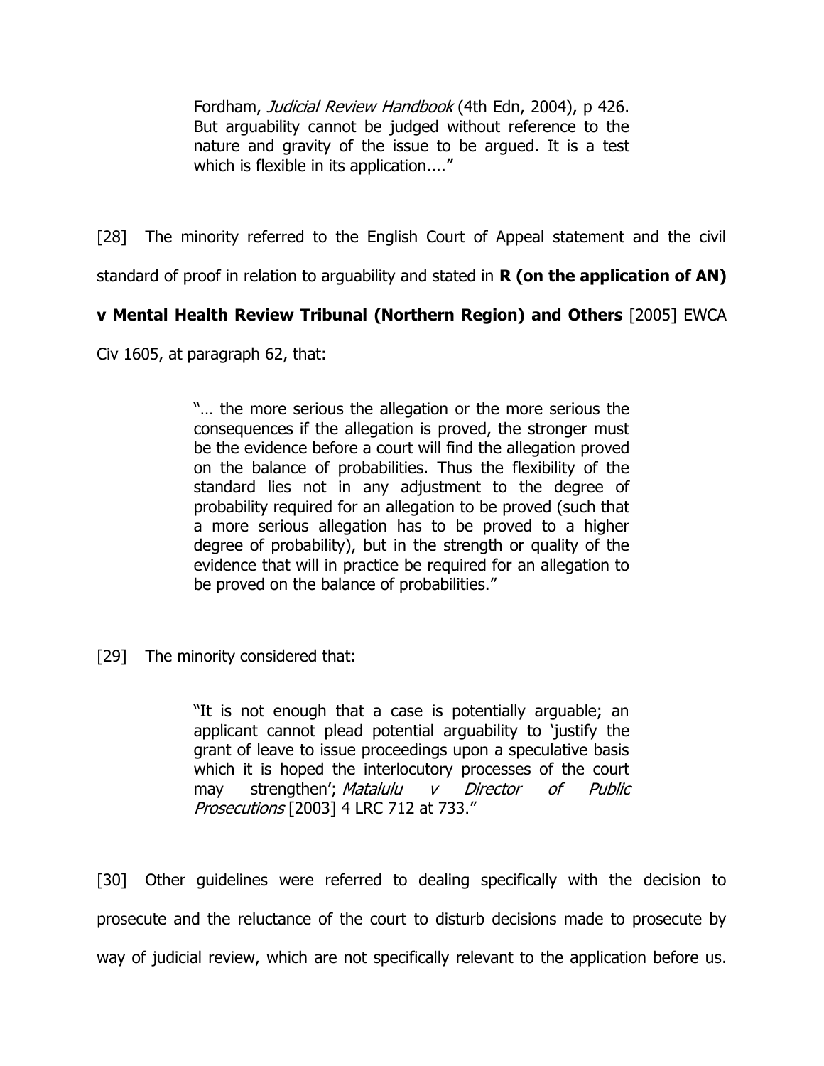> Fordham, *Judicial Review Handbook* (4th Edn, 2004), p 426. But arguability cannot be judged without reference to the nature and gravity of the issue to be argued. It is a test which is flexible in its application...."

[28] The minority referred to the English Court of Appeal statement and the civil standard of proof in relation to arguability and stated in **R (on the application of AN) v Mental Health Review Tribunal (Northern Region) and Others** [2005] EWCA Civ 1605, at paragraph 62, that:

> "… the more serious the allegation or the more serious the consequences if the allegation is proved, the stronger must be the evidence before a court will find the allegation proved on the balance of probabilities. Thus the flexibility of the standard lies not in any adjustment to the degree of probability required for an allegation to be proved (such that a more serious allegation has to be proved to a higher degree of probability), but in the strength or quality of the evidence that will in practice be required for an allegation to be proved on the balance of probabilities."

[29] The minority considered that:

> "It is not enough that a case is potentially arguable; an applicant cannot plead potential arguability to 'justify the grant of leave to issue proceedings upon a speculative basis which it is hoped the interlocutory processes of the court may strengthen'; *Matalulu v Director of Public Prosecutions* [2003] 4 LRC 712 at 733."

[30] Other guidelines were referred to dealing specifically with the decision to prosecute and the reluctance of the court to disturb decisions made to prosecute by way of judicial review, which are not specifically relevant to the application before us.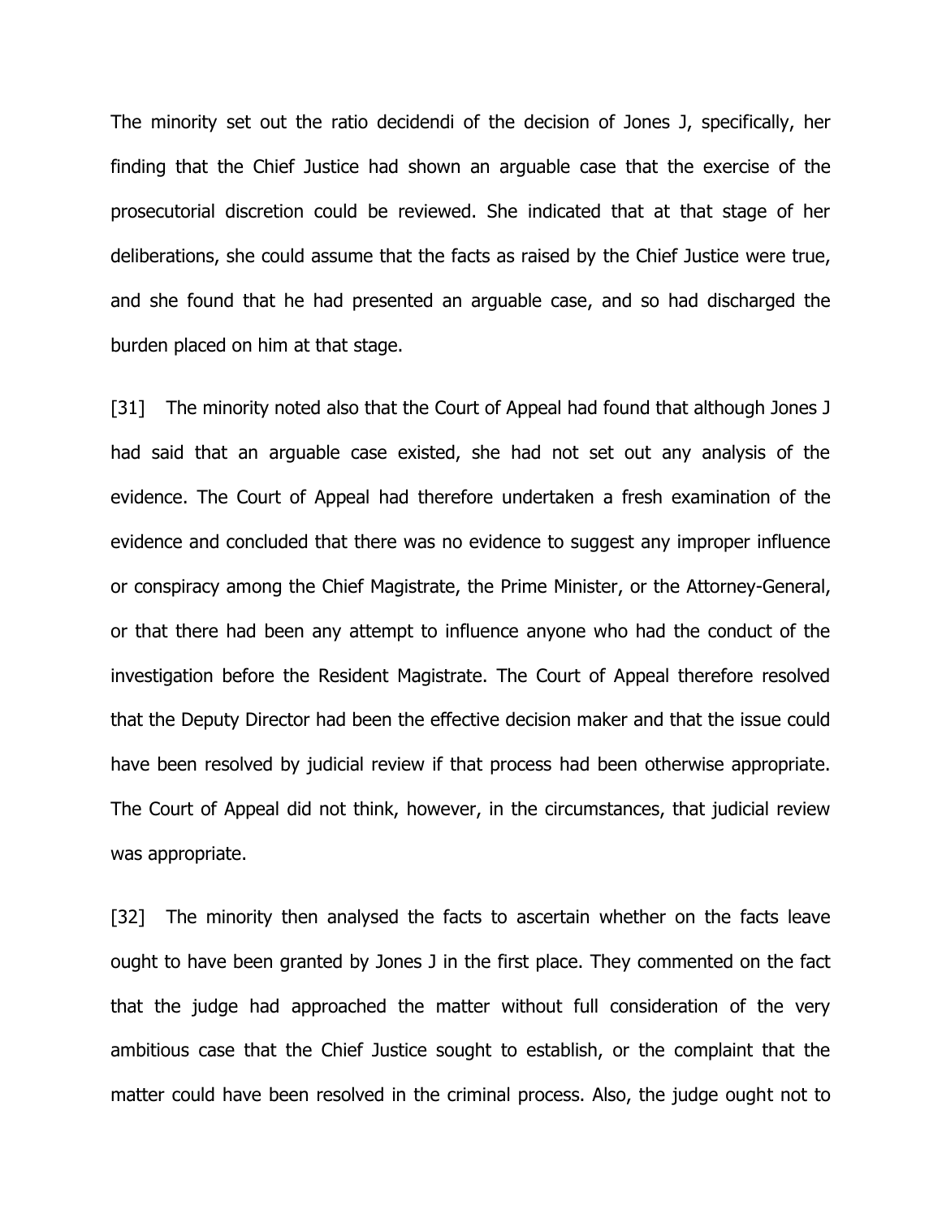The minority set out the ratio decidendi of the decision of Jones J, specifically, her finding that the Chief Justice had shown an arguable case that the exercise of the prosecutorial discretion could be reviewed. She indicated that at that stage of her deliberations, she could assume that the facts as raised by the Chief Justice were true, and she found that he had presented an arguable case, and so had discharged the burden placed on him at that stage.

[31] The minority noted also that the Court of Appeal had found that although Jones J had said that an arguable case existed, she had not set out any analysis of the evidence. The Court of Appeal had therefore undertaken a fresh examination of the evidence and concluded that there was no evidence to suggest any improper influence or conspiracy among the Chief Magistrate, the Prime Minister, or the Attorney-General, or that there had been any attempt to influence anyone who had the conduct of the investigation before the Resident Magistrate. The Court of Appeal therefore resolved that the Deputy Director had been the effective decision maker and that the issue could have been resolved by judicial review if that process had been otherwise appropriate. The Court of Appeal did not think, however, in the circumstances, that judicial review was appropriate.

[32] The minority then analysed the facts to ascertain whether on the facts leave ought to have been granted by Jones J in the first place. They commented on the fact that the judge had approached the matter without full consideration of the very ambitious case that the Chief Justice sought to establish, or the complaint that the matter could have been resolved in the criminal process. Also, the judge ought not to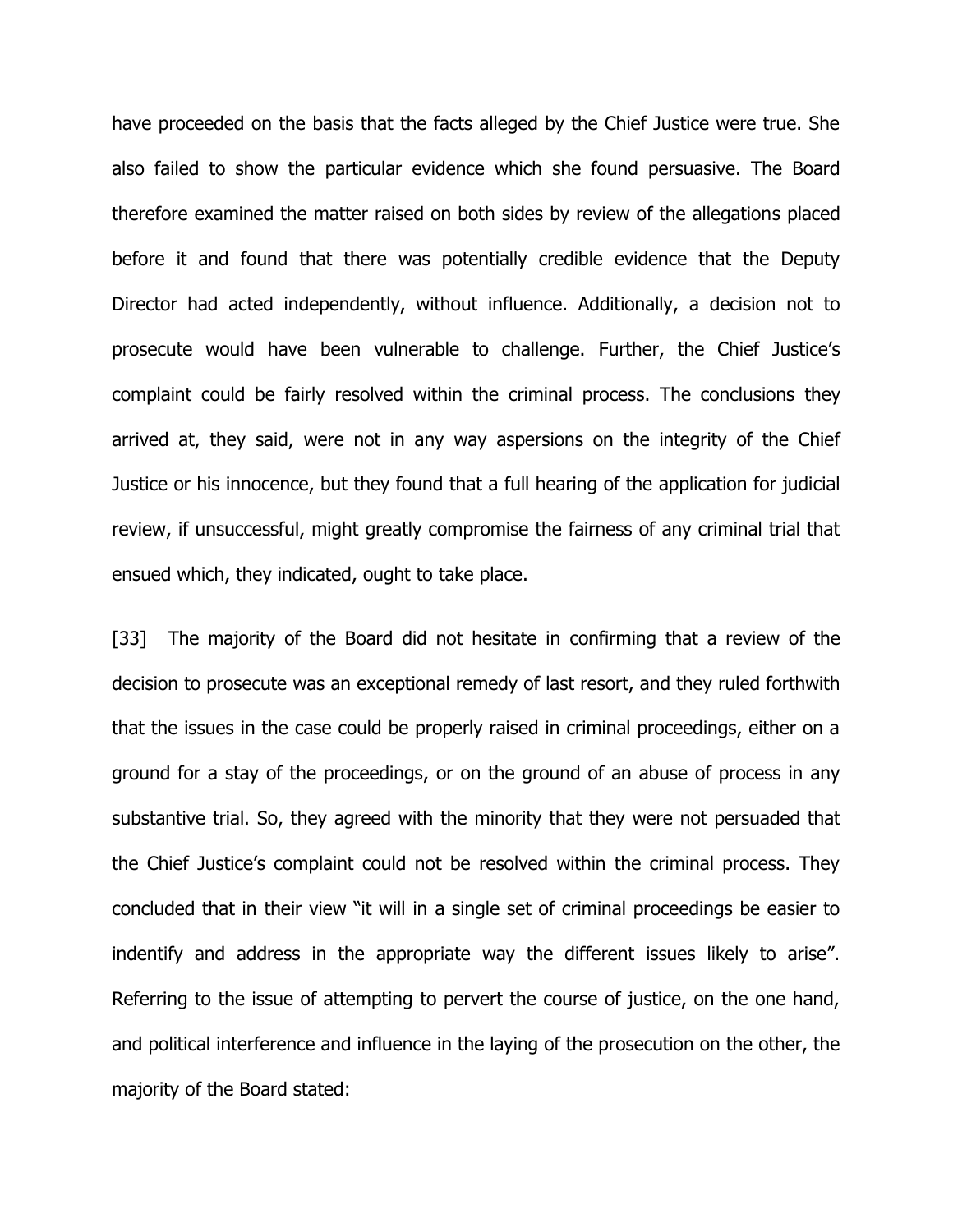have proceeded on the basis that the facts alleged by the Chief Justice were true. She also failed to show the particular evidence which she found persuasive. The Board therefore examined the matter raised on both sides by review of the allegations placed before it and found that there was potentially credible evidence that the Deputy Director had acted independently, without influence. Additionally, a decision not to prosecute would have been vulnerable to challenge. Further, the Chief Justice's complaint could be fairly resolved within the criminal process. The conclusions they arrived at, they said, were not in any way aspersions on the integrity of the Chief Justice or his innocence, but they found that a full hearing of the application for judicial review, if unsuccessful, might greatly compromise the fairness of any criminal trial that ensued which, they indicated, ought to take place.

[33] The majority of the Board did not hesitate in confirming that a review of the decision to prosecute was an exceptional remedy of last resort, and they ruled forthwith that the issues in the case could be properly raised in criminal proceedings, either on a ground for a stay of the proceedings, or on the ground of an abuse of process in any substantive trial. So, they agreed with the minority that they were not persuaded that the Chief Justice's complaint could not be resolved within the criminal process. They concluded that in their view "it will in a single set of criminal proceedings be easier to indentify and address in the appropriate way the different issues likely to arise". Referring to the issue of attempting to pervert the course of justice, on the one hand, and political interference and influence in the laying of the prosecution on the other, the majority of the Board stated: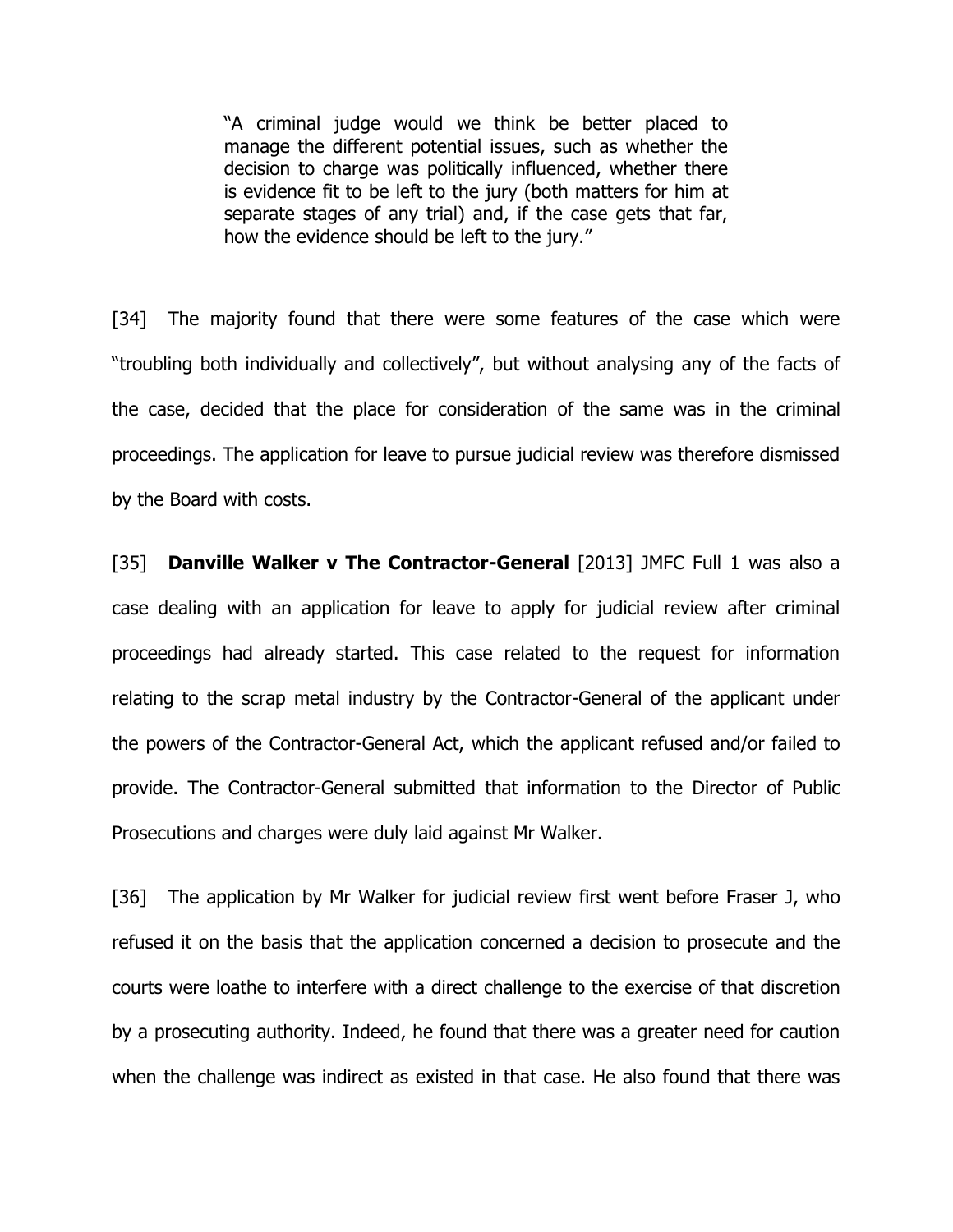> "A criminal judge would we think be better placed to manage the different potential issues, such as whether the decision to charge was politically influenced, whether there is evidence fit to be left to the jury (both matters for him at separate stages of any trial) and, if the case gets that far, how the evidence should be left to the jury."

[34] The majority found that there were some features of the case which were "troubling both individually and collectively", but without analysing any of the facts of the case, decided that the place for consideration of the same was in the criminal proceedings. The application for leave to pursue judicial review was therefore dismissed by the Board with costs.

[35] **Danville Walker v The Contractor-General** [2013] JMFC Full 1 was also a case dealing with an application for leave to apply for judicial review after criminal proceedings had already started. This case related to the request for information relating to the scrap metal industry by the Contractor-General of the applicant under the powers of the Contractor-General Act, which the applicant refused and/or failed to provide. The Contractor-General submitted that information to the Director of Public Prosecutions and charges were duly laid against Mr Walker.

[36] The application by Mr Walker for judicial review first went before Fraser J, who refused it on the basis that the application concerned a decision to prosecute and the courts were loathe to interfere with a direct challenge to the exercise of that discretion by a prosecuting authority. Indeed, he found that there was a greater need for caution when the challenge was indirect as existed in that case. He also found that there was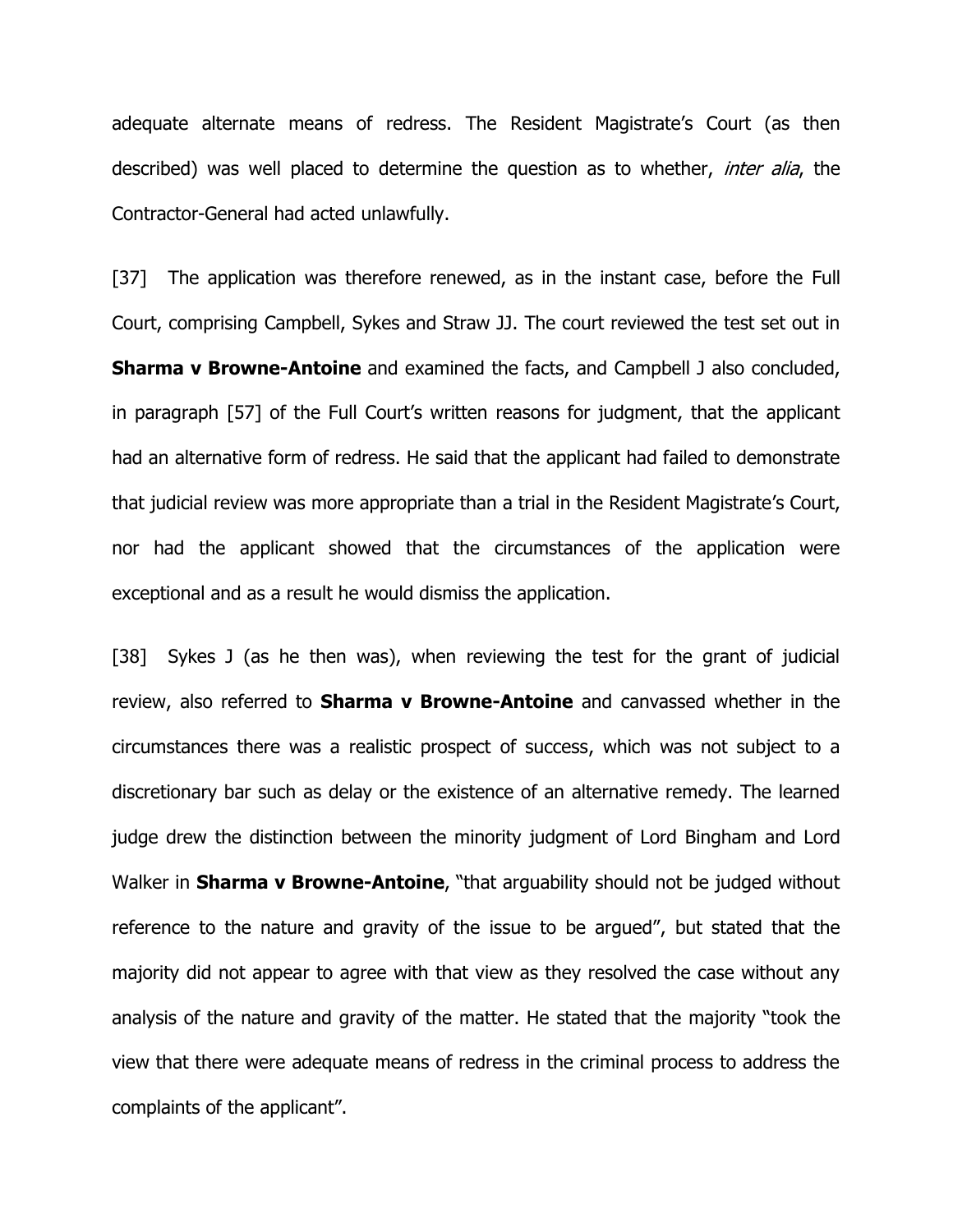adequate alternate means of redress. The Resident Magistrate's Court (as then described) was well placed to determine the question as to whether, *inter alia*, the Contractor-General had acted unlawfully.

[37] The application was therefore renewed, as in the instant case, before the Full Court, comprising Campbell, Sykes and Straw JJ. The court reviewed the test set out in **Sharma v Browne-Antoine** and examined the facts, and Campbell J also concluded, in paragraph [57] of the Full Court's written reasons for judgment, that the applicant had an alternative form of redress. He said that the applicant had failed to demonstrate that judicial review was more appropriate than a trial in the Resident Magistrate's Court, nor had the applicant showed that the circumstances of the application were exceptional and as a result he would dismiss the application.

[38] Sykes J (as he then was), when reviewing the test for the grant of judicial review, also referred to **Sharma v Browne-Antoine** and canvassed whether in the circumstances there was a realistic prospect of success, which was not subject to a discretionary bar such as delay or the existence of an alternative remedy. The learned judge drew the distinction between the minority judgment of Lord Bingham and Lord Walker in **Sharma v Browne-Antoine**, "that arguability should not be judged without reference to the nature and gravity of the issue to be argued", but stated that the majority did not appear to agree with that view as they resolved the case without any analysis of the nature and gravity of the matter. He stated that the majority "took the view that there were adequate means of redress in the criminal process to address the complaints of the applicant".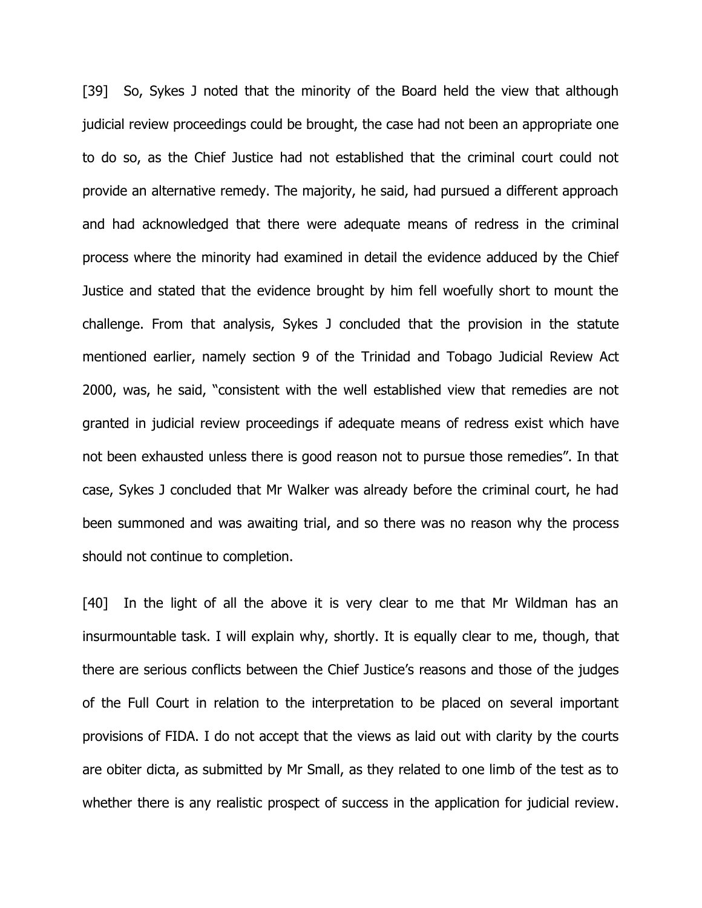[39] So, Sykes J noted that the minority of the Board held the view that although judicial review proceedings could be brought, the case had not been an appropriate one to do so, as the Chief Justice had not established that the criminal court could not provide an alternative remedy. The majority, he said, had pursued a different approach and had acknowledged that there were adequate means of redress in the criminal process where the minority had examined in detail the evidence adduced by the Chief Justice and stated that the evidence brought by him fell woefully short to mount the challenge. From that analysis, Sykes J concluded that the provision in the statute mentioned earlier, namely section 9 of the Trinidad and Tobago Judicial Review Act 2000, was, he said, "consistent with the well established view that remedies are not granted in judicial review proceedings if adequate means of redress exist which have not been exhausted unless there is good reason not to pursue those remedies". In that case, Sykes J concluded that Mr Walker was already before the criminal court, he had been summoned and was awaiting trial, and so there was no reason why the process should not continue to completion.

[40] In the light of all the above it is very clear to me that Mr Wildman has an insurmountable task. I will explain why, shortly. It is equally clear to me, though, that there are serious conflicts between the Chief Justice's reasons and those of the judges of the Full Court in relation to the interpretation to be placed on several important provisions of FIDA. I do not accept that the views as laid out with clarity by the courts are obiter dicta, as submitted by Mr Small, as they related to one limb of the test as to whether there is any realistic prospect of success in the application for judicial review.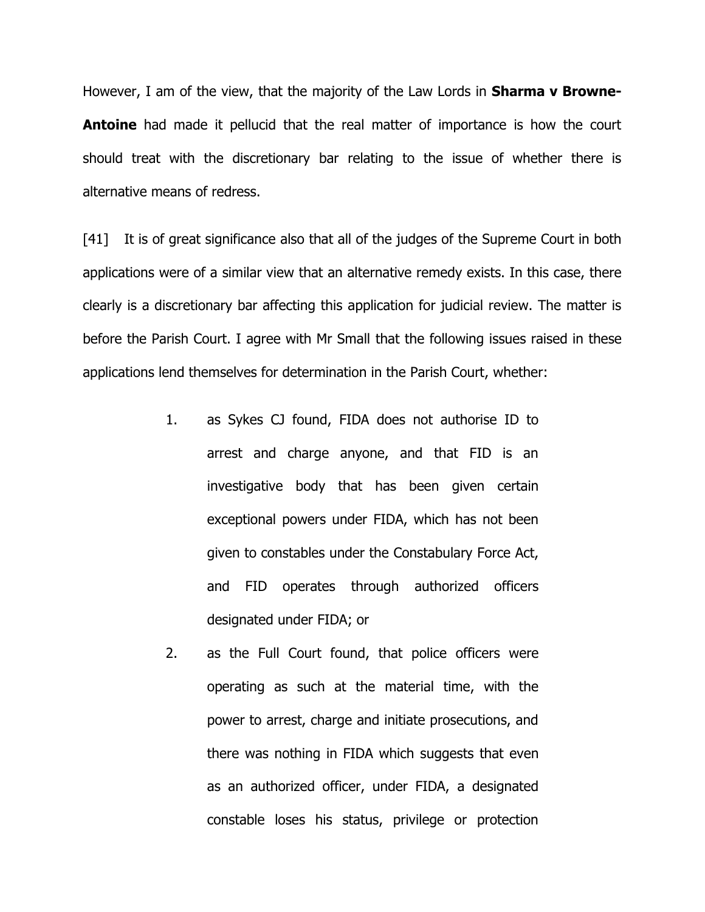However, I am of the view, that the majority of the Law Lords in **Sharma v Browne-Antoine** had made it pellucid that the real matter of importance is how the court should treat with the discretionary bar relating to the issue of whether there is alternative means of redress.

[41] It is of great significance also that all of the judges of the Supreme Court in both applications were of a similar view that an alternative remedy exists. In this case, there clearly is a discretionary bar affecting this application for judicial review. The matter is before the Parish Court. I agree with Mr Small that the following issues raised in these applications lend themselves for determination in the Parish Court, whether:

1. as Sykes CJ found, FIDA does not authorise ID to arrest and charge anyone, and that FID is an investigative body that has been given certain exceptional powers under FIDA, which has not been given to constables under the Constabulary Force Act, and FID operates through authorized officers designated under FIDA; or
2. as the Full Court found, that police officers were operating as such at the material time, with the power to arrest, charge and initiate prosecutions, and there was nothing in FIDA which suggests that even as an authorized officer, under FIDA, a designated constable loses his status, privilege or protection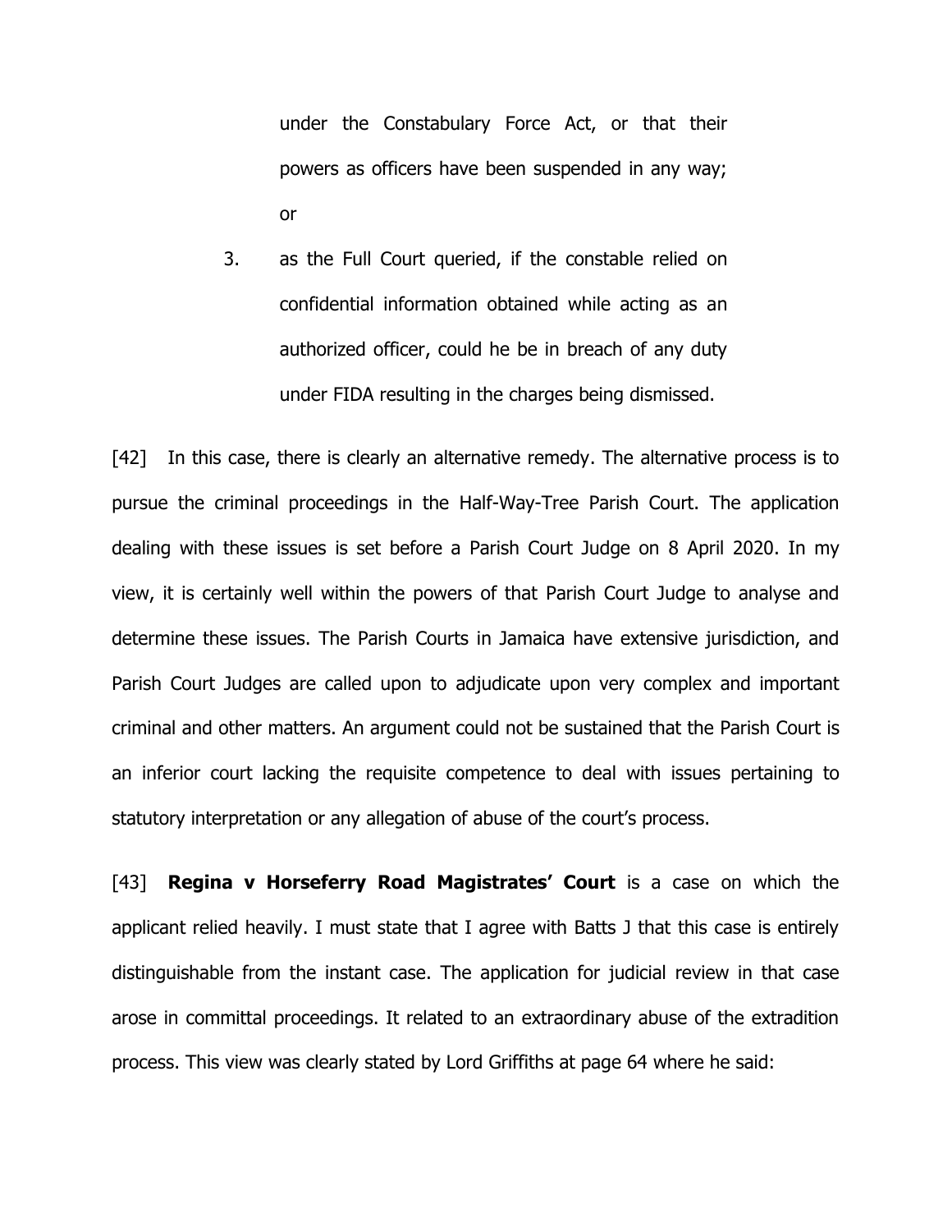under the Constabulary Force Act, or that their powers as officers have been suspended in any way; or

3. as the Full Court queried, if the constable relied on confidential information obtained while acting as an authorized officer, could he be in breach of any duty under FIDA resulting in the charges being dismissed.

[42] In this case, there is clearly an alternative remedy. The alternative process is to pursue the criminal proceedings in the Half-Way-Tree Parish Court. The application dealing with these issues is set before a Parish Court Judge on 8 April 2020. In my view, it is certainly well within the powers of that Parish Court Judge to analyse and determine these issues. The Parish Courts in Jamaica have extensive jurisdiction, and Parish Court Judges are called upon to adjudicate upon very complex and important criminal and other matters. An argument could not be sustained that the Parish Court is an inferior court lacking the requisite competence to deal with issues pertaining to statutory interpretation or any allegation of abuse of the court's process.

[43] **Regina v Horseferry Road Magistrates' Court** is a case on which the applicant relied heavily. I must state that I agree with Batts J that this case is entirely distinguishable from the instant case. The application for judicial review in that case arose in committal proceedings. It related to an extraordinary abuse of the extradition process. This view was clearly stated by Lord Griffiths at page 64 where he said: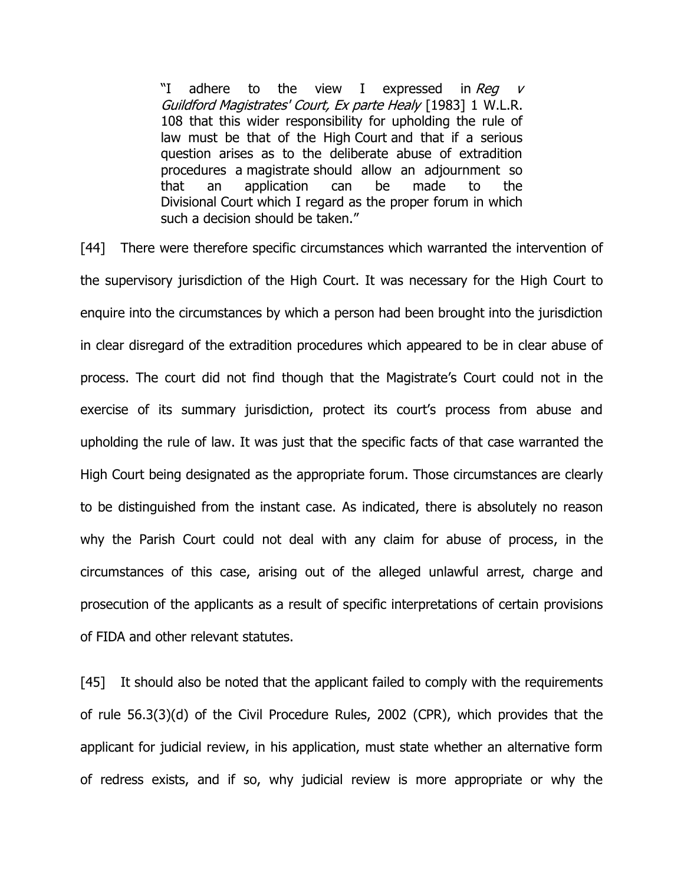> "I adhere to the view I expressed in *Reg v Guildford Magistrates' Court, Ex parte Healy* [1983] 1 W.L.R. 108 that this wider responsibility for upholding the rule of law must be that of the High Court and that if a serious question arises as to the deliberate abuse of extradition procedures a magistrate should allow an adjournment so that an application can be made to the Divisional Court which I regard as the proper forum in which such a decision should be taken."

[44] There were therefore specific circumstances which warranted the intervention of the supervisory jurisdiction of the High Court. It was necessary for the High Court to enquire into the circumstances by which a person had been brought into the jurisdiction in clear disregard of the extradition procedures which appeared to be in clear abuse of process. The court did not find though that the Magistrate's Court could not in the exercise of its summary jurisdiction, protect its court's process from abuse and upholding the rule of law. It was just that the specific facts of that case warranted the High Court being designated as the appropriate forum. Those circumstances are clearly to be distinguished from the instant case. As indicated, there is absolutely no reason why the Parish Court could not deal with any claim for abuse of process, in the circumstances of this case, arising out of the alleged unlawful arrest, charge and prosecution of the applicants as a result of specific interpretations of certain provisions of FIDA and other relevant statutes.

[45] It should also be noted that the applicant failed to comply with the requirements of rule 56.3(3)(d) of the Civil Procedure Rules, 2002 (CPR), which provides that the applicant for judicial review, in his application, must state whether an alternative form of redress exists, and if so, why judicial review is more appropriate or why the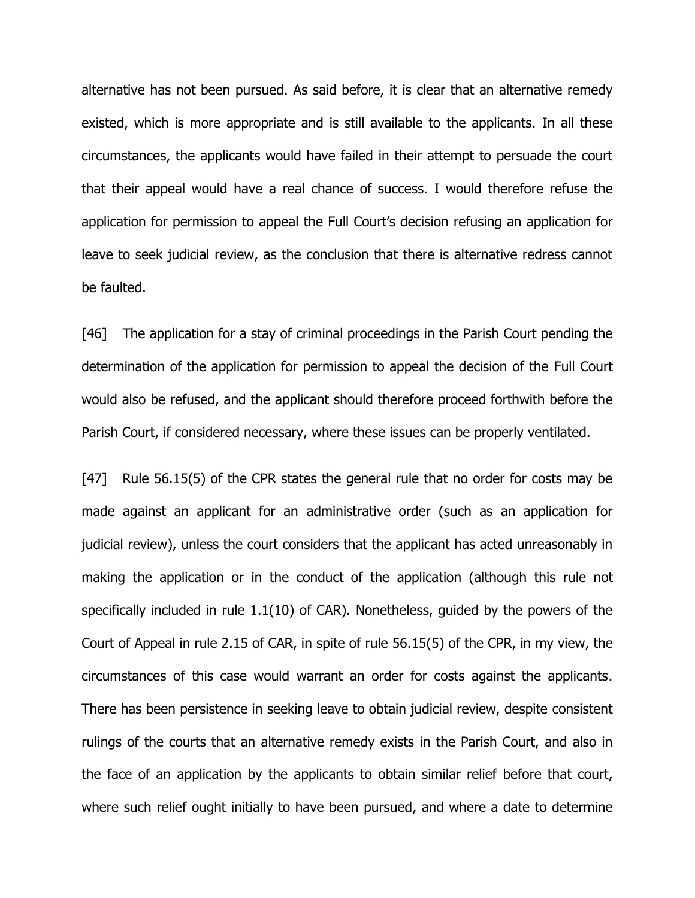alternative has not been pursued. As said before, it is clear that an alternative remedy existed, which is more appropriate and is still available to the applicants. In all these circumstances, the applicants would have failed in their attempt to persuade the court that their appeal would have a real chance of success. I would therefore refuse the application for permission to appeal the Full Court's decision refusing an application for leave to seek judicial review, as the conclusion that there is alternative redress cannot be faulted.

[46] The application for a stay of criminal proceedings in the Parish Court pending the determination of the application for permission to appeal the decision of the Full Court would also be refused, and the applicant should therefore proceed forthwith before the Parish Court, if considered necessary, where these issues can be properly ventilated.

[47] Rule 56.15(5) of the CPR states the general rule that no order for costs may be made against an applicant for an administrative order (such as an application for judicial review), unless the court considers that the applicant has acted unreasonably in making the application or in the conduct of the application (although this rule not specifically included in rule 1.1(10) of CAR). Nonetheless, guided by the powers of the Court of Appeal in rule 2.15 of CAR, in spite of rule 56.15(5) of the CPR, in my view, the circumstances of this case would warrant an order for costs against the applicants. There has been persistence in seeking leave to obtain judicial review, despite consistent rulings of the courts that an alternative remedy exists in the Parish Court, and also in the face of an application by the applicants to obtain similar relief before that court, where such relief ought initially to have been pursued, and where a date to determine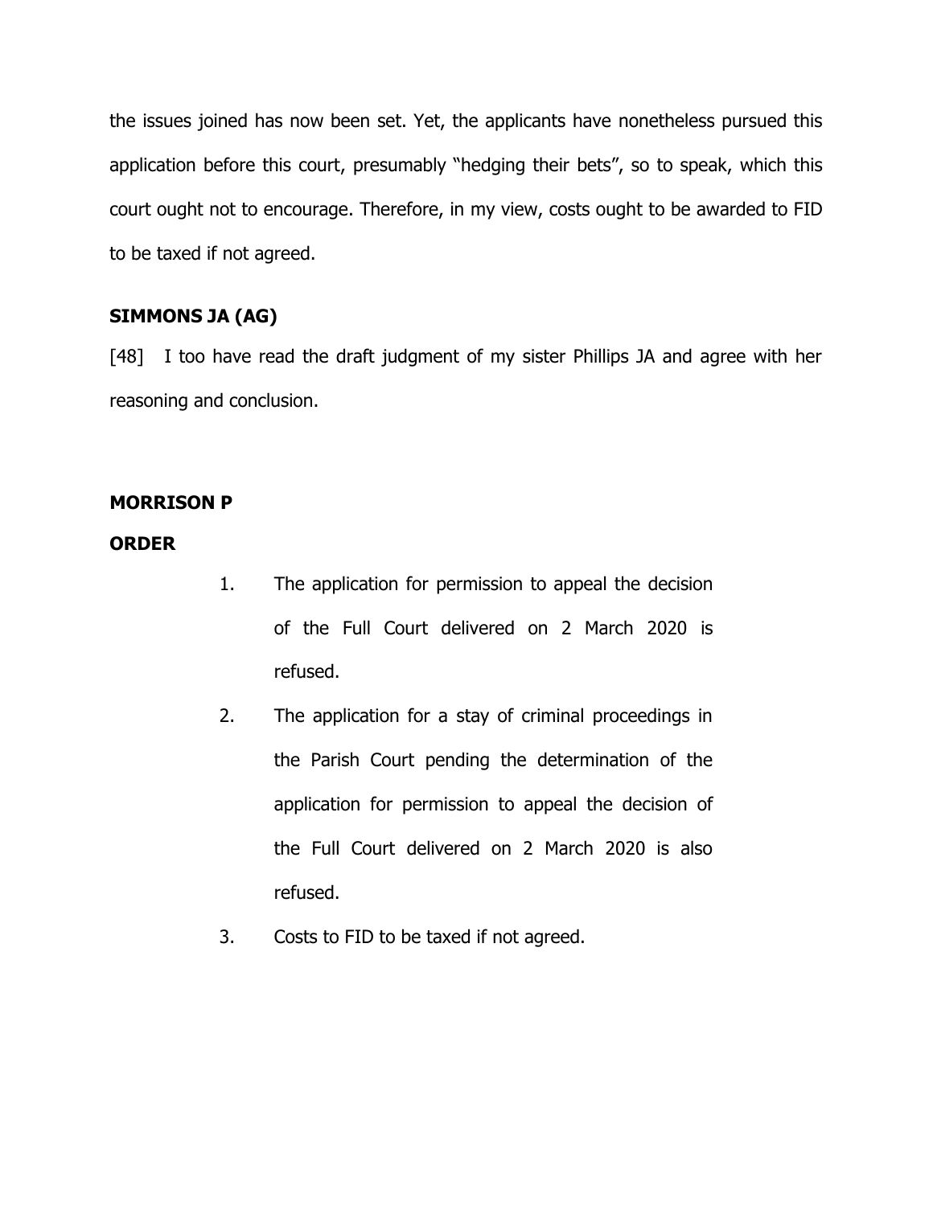the issues joined has now been set. Yet, the applicants have nonetheless pursued this application before this court, presumably "hedging their bets", so to speak, which this court ought not to encourage. Therefore, in my view, costs ought to be awarded to FID to be taxed if not agreed.

**SIMMONS JA (AG)**

[48] I too have read the draft judgment of my sister Phillips JA and agree with her reasoning and conclusion.

**MORRISON P**

**ORDER**

1. The application for permission to appeal the decision of the Full Court delivered on 2 March 2020 is refused.
2. The application for a stay of criminal proceedings in the Parish Court pending the determination of the application for permission to appeal the decision of the Full Court delivered on 2 March 2020 is also refused.
3. Costs to FID to be taxed if not agreed.